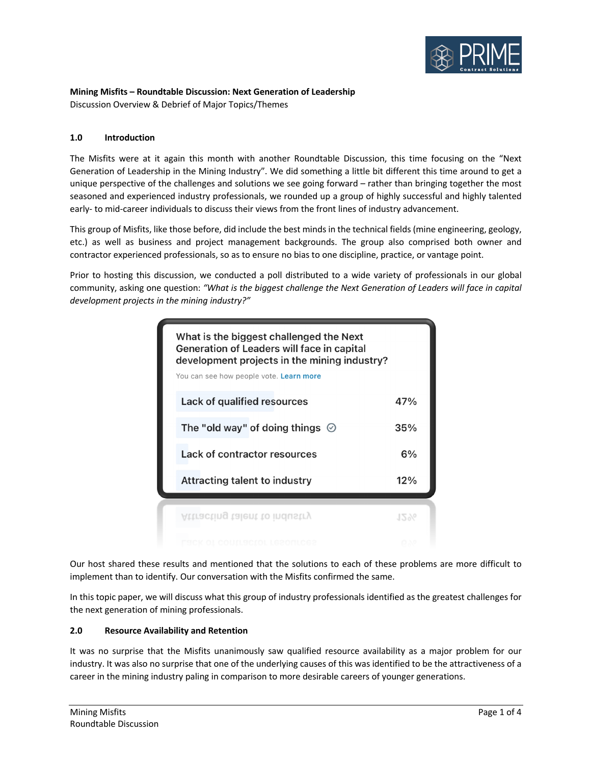**Mining Misfits – Roundtable Discussion: Next Generation of Leadership**
Discussion Overview & Debrief of Major Topics/Themes

## 1.0 Introduction

The Misfits were at it again this month with another Roundtable Discussion, this time focusing on the "Next Generation of Leadership in the Mining Industry". We did something a little bit different this time around to get a unique perspective of the challenges and solutions we see going forward – rather than bringing together the most seasoned and experienced industry professionals, we rounded up a group of highly successful and highly talented early- to mid-career individuals to discuss their views from the front lines of industry advancement.

This group of Misfits, like those before, did include the best minds in the technical fields (mine engineering, geology, etc.) as well as business and project management backgrounds. The group also comprised both owner and contractor experienced professionals, so as to ensure no bias to one discipline, practice, or vantage point.

Prior to hosting this discussion, we conducted a poll distributed to a wide variety of professionals in our global community, asking one question: *"What is the biggest challenge the Next Generation of Leaders will face in capital development projects in the mining industry?"*

What is the biggest challenged the Next Generation of Leaders will face in capital development projects in the mining industry?

You can see how people vote. Learn more

Lack of qualified resources 47%

The "old way" of doing things 35%

Lack of contractor resources 6%

Attracting talent to industry 12%

Our host shared these results and mentioned that the solutions to each of these problems are more difficult to implement than to identify. Our conversation with the Misfits confirmed the same.

In this topic paper, we will discuss what this group of industry professionals identified as the greatest challenges for the next generation of mining professionals.

## 2.0 Resource Availability and Retention

It was no surprise that the Misfits unanimously saw qualified resource availability as a major problem for our industry. It was also no surprise that one of the underlying causes of this was identified to be the attractiveness of a career in the mining industry paling in comparison to more desirable careers of younger generations.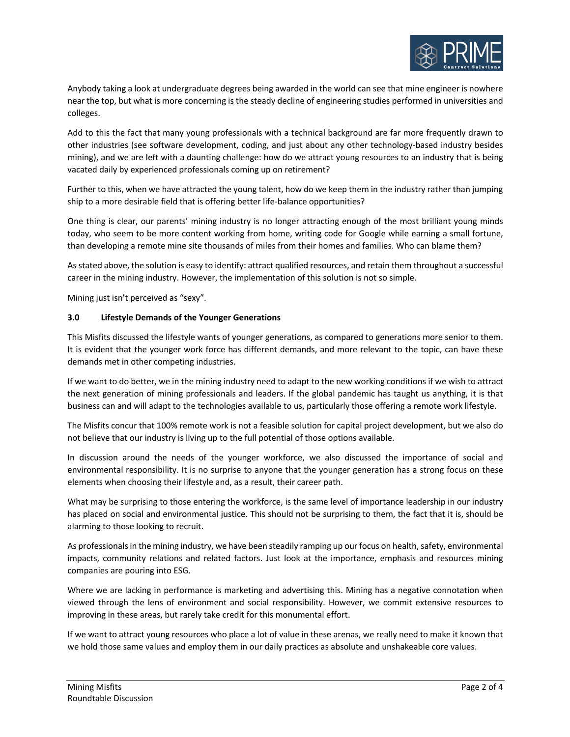Anybody taking a look at undergraduate degrees being awarded in the world can see that mine engineer is nowhere near the top, but what is more concerning is the steady decline of engineering studies performed in universities and colleges.

Add to this the fact that many young professionals with a technical background are far more frequently drawn to other industries (see software development, coding, and just about any other technology-based industry besides mining), and we are left with a daunting challenge: how do we attract young resources to an industry that is being vacated daily by experienced professionals coming up on retirement?

Further to this, when we have attracted the young talent, how do we keep them in the industry rather than jumping ship to a more desirable field that is offering better life-balance opportunities?

One thing is clear, our parents' mining industry is no longer attracting enough of the most brilliant young minds today, who seem to be more content working from home, writing code for Google while earning a small fortune, than developing a remote mine site thousands of miles from their homes and families. Who can blame them?

As stated above, the solution is easy to identify: attract qualified resources, and retain them throughout a successful career in the mining industry. However, the implementation of this solution is not so simple.

Mining just isn't perceived as "sexy".

### 3.0 Lifestyle Demands of the Younger Generations

This Misfits discussed the lifestyle wants of younger generations, as compared to generations more senior to them. It is evident that the younger work force has different demands, and more relevant to the topic, can have these demands met in other competing industries.

If we want to do better, we in the mining industry need to adapt to the new working conditions if we wish to attract the next generation of mining professionals and leaders. If the global pandemic has taught us anything, it is that business can and will adapt to the technologies available to us, particularly those offering a remote work lifestyle.

The Misfits concur that 100% remote work is not a feasible solution for capital project development, but we also do not believe that our industry is living up to the full potential of those options available.

In discussion around the needs of the younger workforce, we also discussed the importance of social and environmental responsibility. It is no surprise to anyone that the younger generation has a strong focus on these elements when choosing their lifestyle and, as a result, their career path.

What may be surprising to those entering the workforce, is the same level of importance leadership in our industry has placed on social and environmental justice. This should not be surprising to them, the fact that it is, should be alarming to those looking to recruit.

As professionals in the mining industry, we have been steadily ramping up our focus on health, safety, environmental impacts, community relations and related factors. Just look at the importance, emphasis and resources mining companies are pouring into ESG.

Where we are lacking in performance is marketing and advertising this. Mining has a negative connotation when viewed through the lens of environment and social responsibility. However, we commit extensive resources to improving in these areas, but rarely take credit for this monumental effort.

If we want to attract young resources who place a lot of value in these arenas, we really need to make it known that we hold those same values and employ them in our daily practices as absolute and unshakeable core values.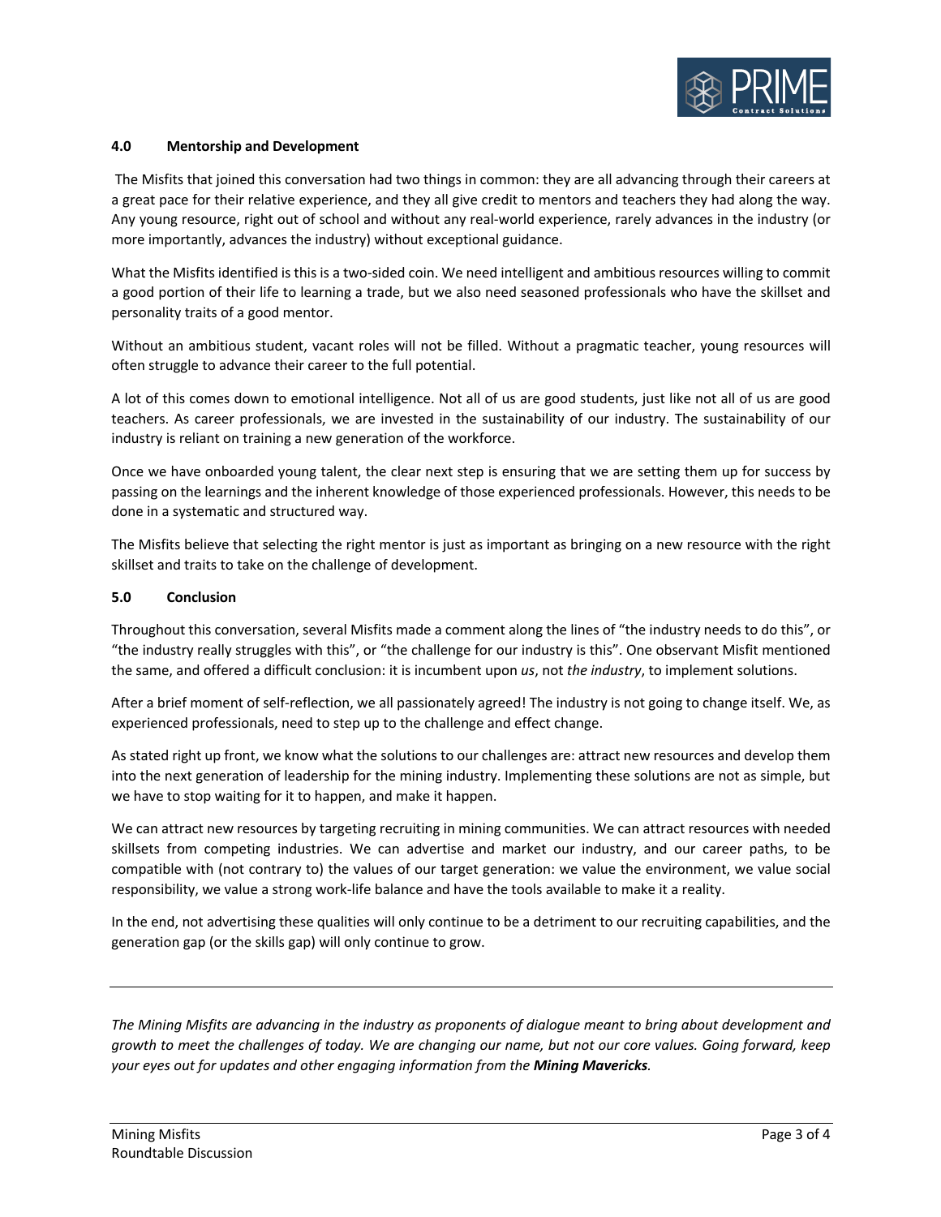## 4.0 Mentorship and Development

The Misfits that joined this conversation had two things in common: they are all advancing through their careers at a great pace for their relative experience, and they all give credit to mentors and teachers they had along the way. Any young resource, right out of school and without any real-world experience, rarely advances in the industry (or more importantly, advances the industry) without exceptional guidance.

What the Misfits identified is this is a two-sided coin. We need intelligent and ambitious resources willing to commit a good portion of their life to learning a trade, but we also need seasoned professionals who have the skillset and personality traits of a good mentor.

Without an ambitious student, vacant roles will not be filled. Without a pragmatic teacher, young resources will often struggle to advance their career to the full potential.

A lot of this comes down to emotional intelligence. Not all of us are good students, just like not all of us are good teachers. As career professionals, we are invested in the sustainability of our industry. The sustainability of our industry is reliant on training a new generation of the workforce.

Once we have onboarded young talent, the clear next step is ensuring that we are setting them up for success by passing on the learnings and the inherent knowledge of those experienced professionals. However, this needs to be done in a systematic and structured way.

The Misfits believe that selecting the right mentor is just as important as bringing on a new resource with the right skillset and traits to take on the challenge of development.

## 5.0 Conclusion

Throughout this conversation, several Misfits made a comment along the lines of "the industry needs to do this", or "the industry really struggles with this", or "the challenge for our industry is this". One observant Misfit mentioned the same, and offered a difficult conclusion: it is incumbent upon *us*, not *the industry*, to implement solutions.

After a brief moment of self-reflection, we all passionately agreed! The industry is not going to change itself. We, as experienced professionals, need to step up to the challenge and effect change.

As stated right up front, we know what the solutions to our challenges are: attract new resources and develop them into the next generation of leadership for the mining industry. Implementing these solutions are not as simple, but we have to stop waiting for it to happen, and make it happen.

We can attract new resources by targeting recruiting in mining communities. We can attract resources with needed skillsets from competing industries. We can advertise and market our industry, and our career paths, to be compatible with (not contrary to) the values of our target generation: we value the environment, we value social responsibility, we value a strong work-life balance and have the tools available to make it a reality.

In the end, not advertising these qualities will only continue to be a detriment to our recruiting capabilities, and the generation gap (or the skills gap) will only continue to grow.

---

*The Mining Misfits are advancing in the industry as proponents of dialogue meant to bring about development and growth to meet the challenges of today. We are changing our name, but not our core values. Going forward, keep your eyes out for updates and other engaging information from the* ***Mining Mavericks****.*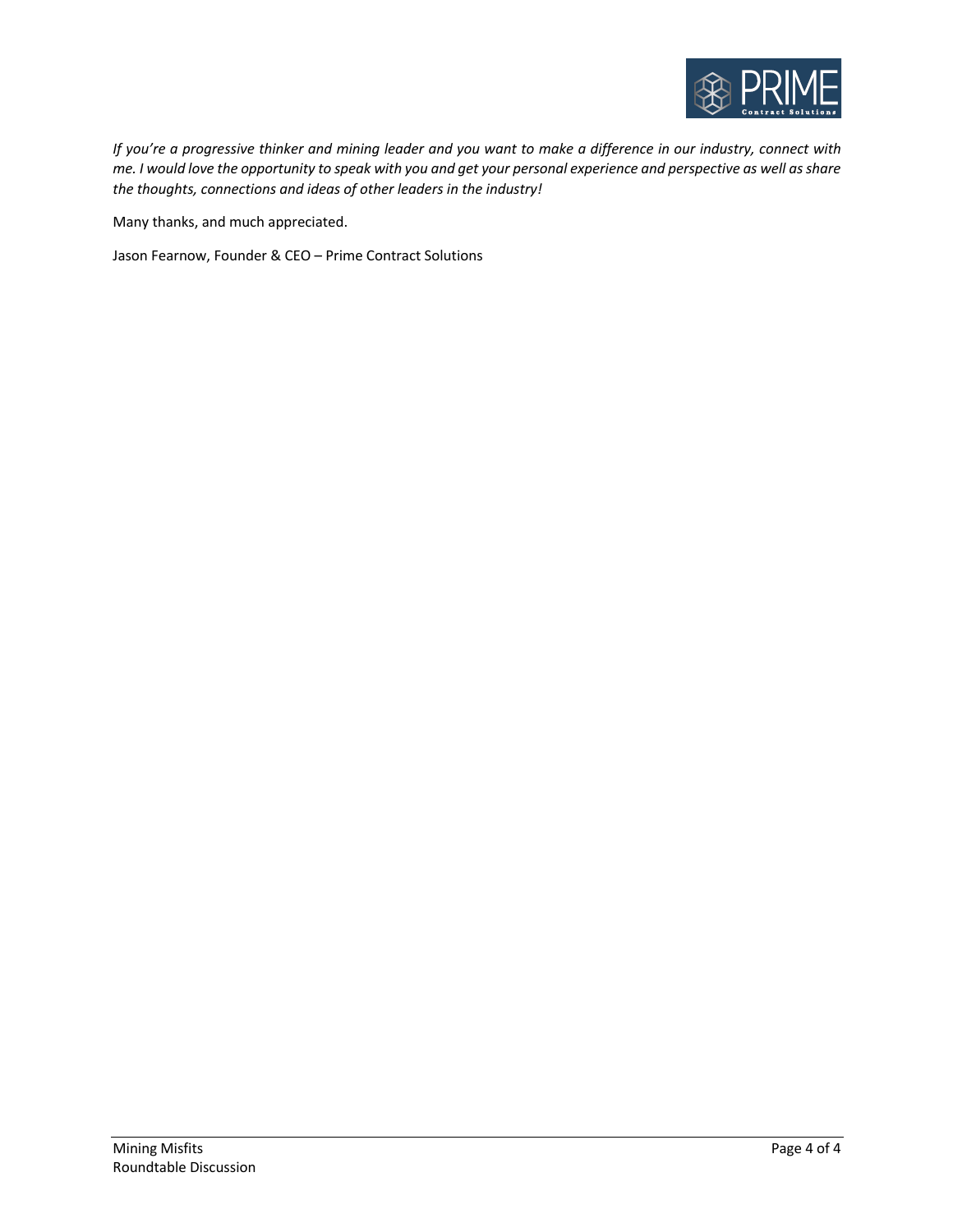*If you're a progressive thinker and mining leader and you want to make a difference in our industry, connect with me. I would love the opportunity to speak with you and get your personal experience and perspective as well as share the thoughts, connections and ideas of other leaders in the industry!*

Many thanks, and much appreciated.

Jason Fearnow, Founder & CEO – Prime Contract Solutions